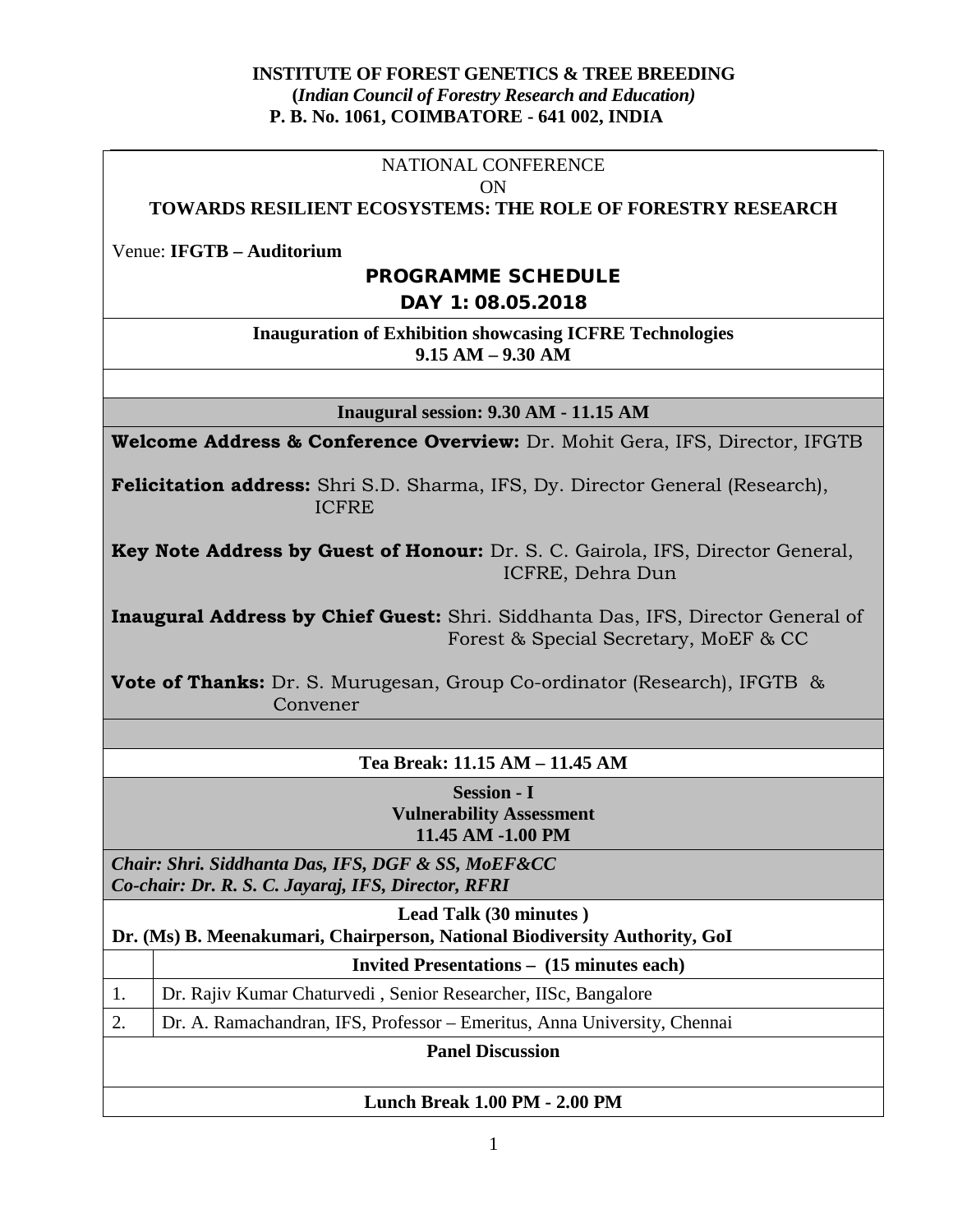**INSTITUTE OF FOREST GENETICS & TREE BREEDING**
**(*Indian Council of Forestry Research and Education)***
**P. B. No. 1061, COIMBATORE - 641 002, INDIA**

NATIONAL CONFERENCE
ON
**TOWARDS RESILIENT ECOSYSTEMS: THE ROLE OF FORESTRY RESEARCH**

Venue: **IFGTB – Auditorium**

## PROGRAMME SCHEDULE

## DAY 1: 08.05.2018

**Inauguration of Exhibition showcasing ICFRE Technologies**
**9.15 AM – 9.30 AM**

**Inaugural session: 9.30 AM - 11.15 AM**

**Welcome Address & Conference Overview:** Dr. Mohit Gera, IFS, Director, IFGTB

**Felicitation address:** Shri S.D. Sharma, IFS, Dy. Director General (Research), ICFRE

**Key Note Address by Guest of Honour:** Dr. S. C. Gairola, IFS, Director General, ICFRE, Dehra Dun

**Inaugural Address by Chief Guest:** Shri. Siddhanta Das, IFS, Director General of Forest & Special Secretary, MoEF & CC

**Vote of Thanks:** Dr. S. Murugesan, Group Co-ordinator (Research), IFGTB & Convener

**Tea Break: 11.15 AM – 11.45 AM**

**Session - I**
**Vulnerability Assessment**
**11.45 AM -1.00 PM**

***Chair: Shri. Siddhanta Das, IFS, DGF & SS, MoEF&CC***
***Co-chair: Dr. R. S. C. Jayaraj, IFS, Director, RFRI***

**Lead Talk (30 minutes )**
**Dr. (Ms) B. Meenakumari, Chairperson, National Biodiversity Authority, GoI**

| | **Invited Presentations – (15 minutes each)** |
|---|---|
| 1. | Dr. Rajiv Kumar Chaturvedi , Senior Researcher, IISc, Bangalore |
| 2. | Dr. A. Ramachandran, IFS, Professor – Emeritus, Anna University, Chennai |

**Panel Discussion**

**Lunch Break 1.00 PM - 2.00 PM**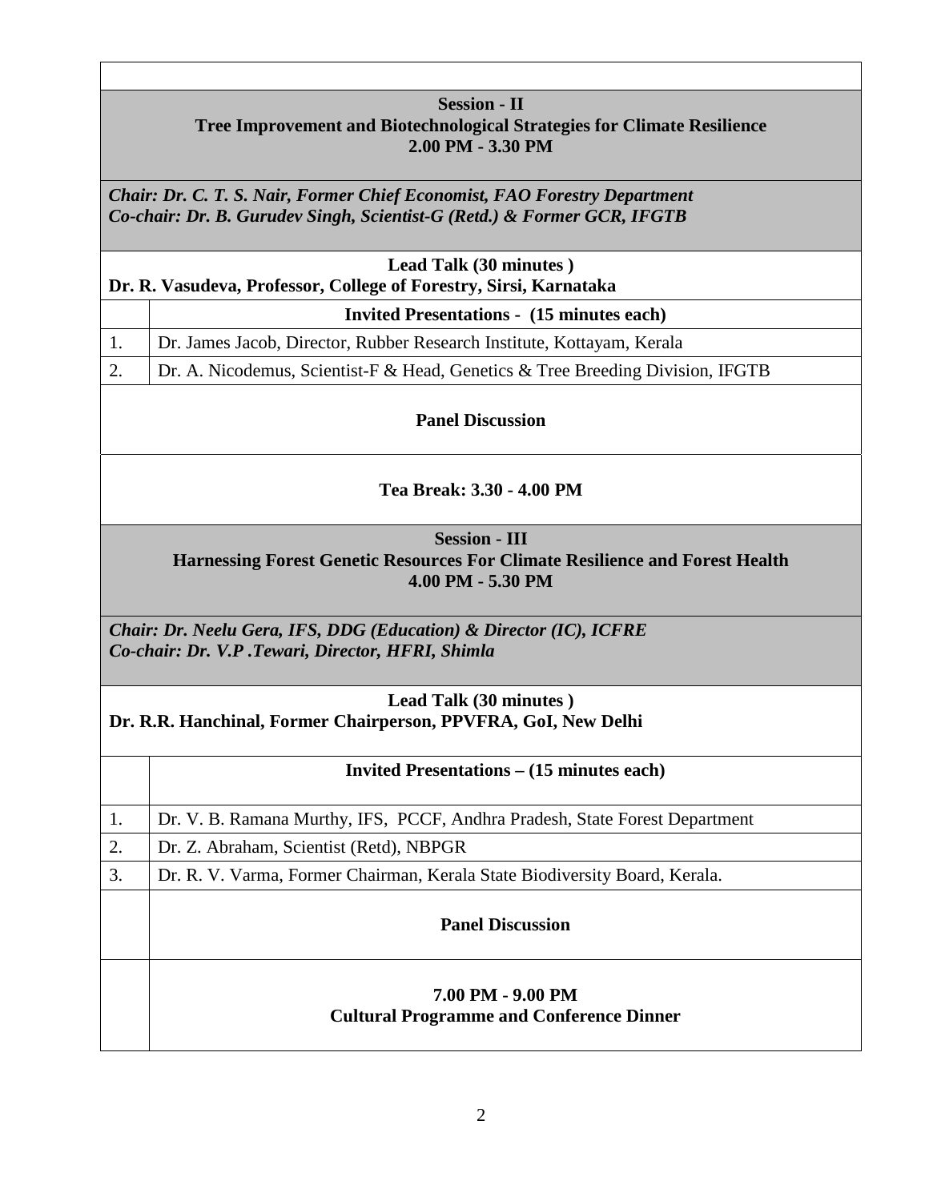**Session - II**
**Tree Improvement and Biotechnological Strategies for Climate Resilience**
**2.00 PM - 3.30 PM**

***Chair: Dr. C. T. S. Nair, Former Chief Economist, FAO Forestry Department***
***Co-chair: Dr. B. Gurudev Singh, Scientist-G (Retd.) & Former GCR, IFGTB***

**Lead Talk (30 minutes )**
**Dr. R. Vasudeva, Professor, College of Forestry, Sirsi, Karnataka**

| | **Invited Presentations - (15 minutes each)** |
|---|---|
| 1. | Dr. James Jacob, Director, Rubber Research Institute, Kottayam, Kerala |
| 2. | Dr. A. Nicodemus, Scientist-F & Head, Genetics & Tree Breeding Division, IFGTB |

**Panel Discussion**

**Tea Break: 3.30 - 4.00 PM**

**Session - III**
**Harnessing Forest Genetic Resources For Climate Resilience and Forest Health**
**4.00 PM - 5.30 PM**

***Chair: Dr. Neelu Gera, IFS, DDG (Education) & Director (IC), ICFRE***
***Co-chair: Dr. V.P .Tewari, Director, HFRI, Shimla***

**Lead Talk (30 minutes )**
**Dr. R.R. Hanchinal, Former Chairperson, PPVFRA, GoI, New Delhi**

| | **Invited Presentations – (15 minutes each)** |
|---|---|
| 1. | Dr. V. B. Ramana Murthy, IFS, PCCF, Andhra Pradesh, State Forest Department |
| 2. | Dr. Z. Abraham, Scientist (Retd), NBPGR |
| 3. | Dr. R. V. Varma, Former Chairman, Kerala State Biodiversity Board, Kerala. |
| | **Panel Discussion** |
| | **7.00 PM - 9.00 PM** **Cultural Programme and Conference Dinner** |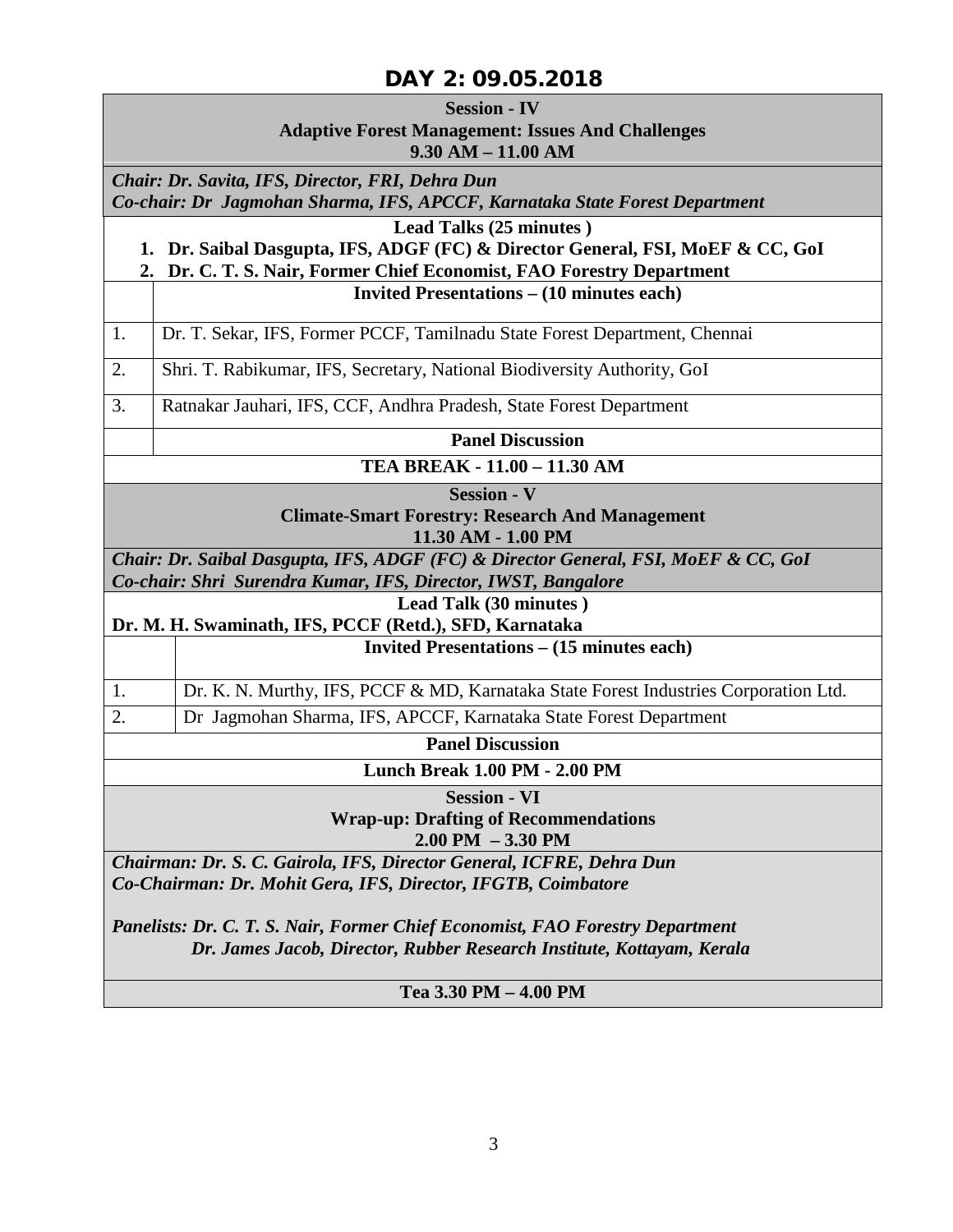# DAY 2: 09.05.2018

**Session - IV**
**Adaptive Forest Management: Issues And Challenges**
**9.30 AM – 11.00 AM**

***Chair: Dr. Savita, IFS, Director, FRI, Dehra Dun***
***Co-chair: Dr Jagmohan Sharma, IFS, APCCF, Karnataka State Forest Department***

**Lead Talks (25 minutes )**

1. **Dr. Saibal Dasgupta, IFS, ADGF (FC) & Director General, FSI, MoEF & CC, GoI**
2. **Dr. C. T. S. Nair, Former Chief Economist, FAO Forestry Department**

| | **Invited Presentations – (10 minutes each)** |
|---|---|
| 1. | Dr. T. Sekar, IFS, Former PCCF, Tamilnadu State Forest Department, Chennai |
| 2. | Shri. T. Rabikumar, IFS, Secretary, National Biodiversity Authority, GoI |
| 3. | Ratnakar Jauhari, IFS, CCF, Andhra Pradesh, State Forest Department |
| | **Panel Discussion** |

**TEA BREAK - 11.00 – 11.30 AM**

**Session - V**
**Climate-Smart Forestry: Research And Management**
**11.30 AM - 1.00 PM**

***Chair: Dr. Saibal Dasgupta, IFS, ADGF (FC) & Director General, FSI, MoEF & CC, GoI***
***Co-chair: Shri Surendra Kumar, IFS, Director, IWST, Bangalore***

**Lead Talk (30 minutes )**
**Dr. M. H. Swaminath, IFS, PCCF (Retd.), SFD, Karnataka**

| | **Invited Presentations – (15 minutes each)** |
|---|---|
| 1. | Dr. K. N. Murthy, IFS, PCCF & MD, Karnataka State Forest Industries Corporation Ltd. |
| 2. | Dr Jagmohan Sharma, IFS, APCCF, Karnataka State Forest Department |

**Panel Discussion**

**Lunch Break 1.00 PM - 2.00 PM**

**Session - VI**
**Wrap-up: Drafting of Recommendations**
**2.00 PM – 3.30 PM**

***Chairman: Dr. S. C. Gairola, IFS, Director General, ICFRE, Dehra Dun***
***Co-Chairman: Dr. Mohit Gera, IFS, Director, IFGTB, Coimbatore***

***Panelists: Dr. C. T. S. Nair, Former Chief Economist, FAO Forestry Department***
***Dr. James Jacob, Director, Rubber Research Institute, Kottayam, Kerala***

**Tea 3.30 PM – 4.00 PM**